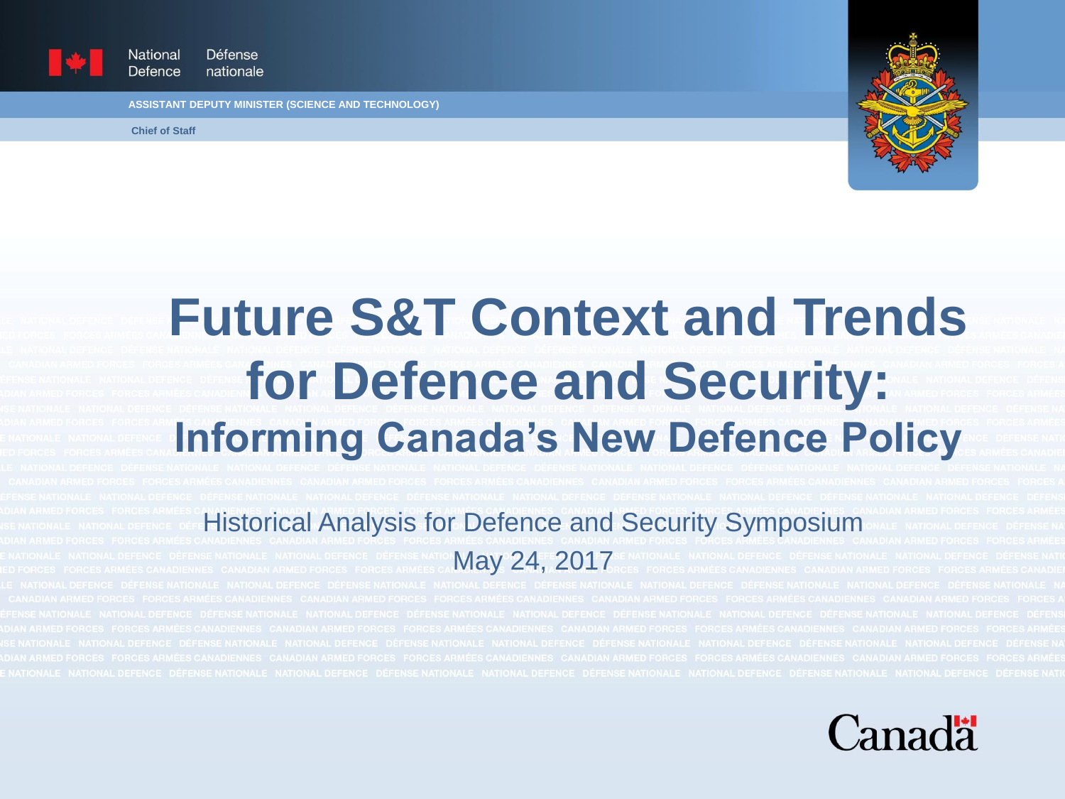National Defence | Défense nationale

**ASSISTANT DEPUTY MINISTER (SCIENCE AND TECHNOLOGY)**

**Chief of Staff**

# Future S&T Context and Trends for Defence and Security:

## Informing Canada's New Defence Policy

Historical Analysis for Defence and Security Symposium

May 24, 2017

Canada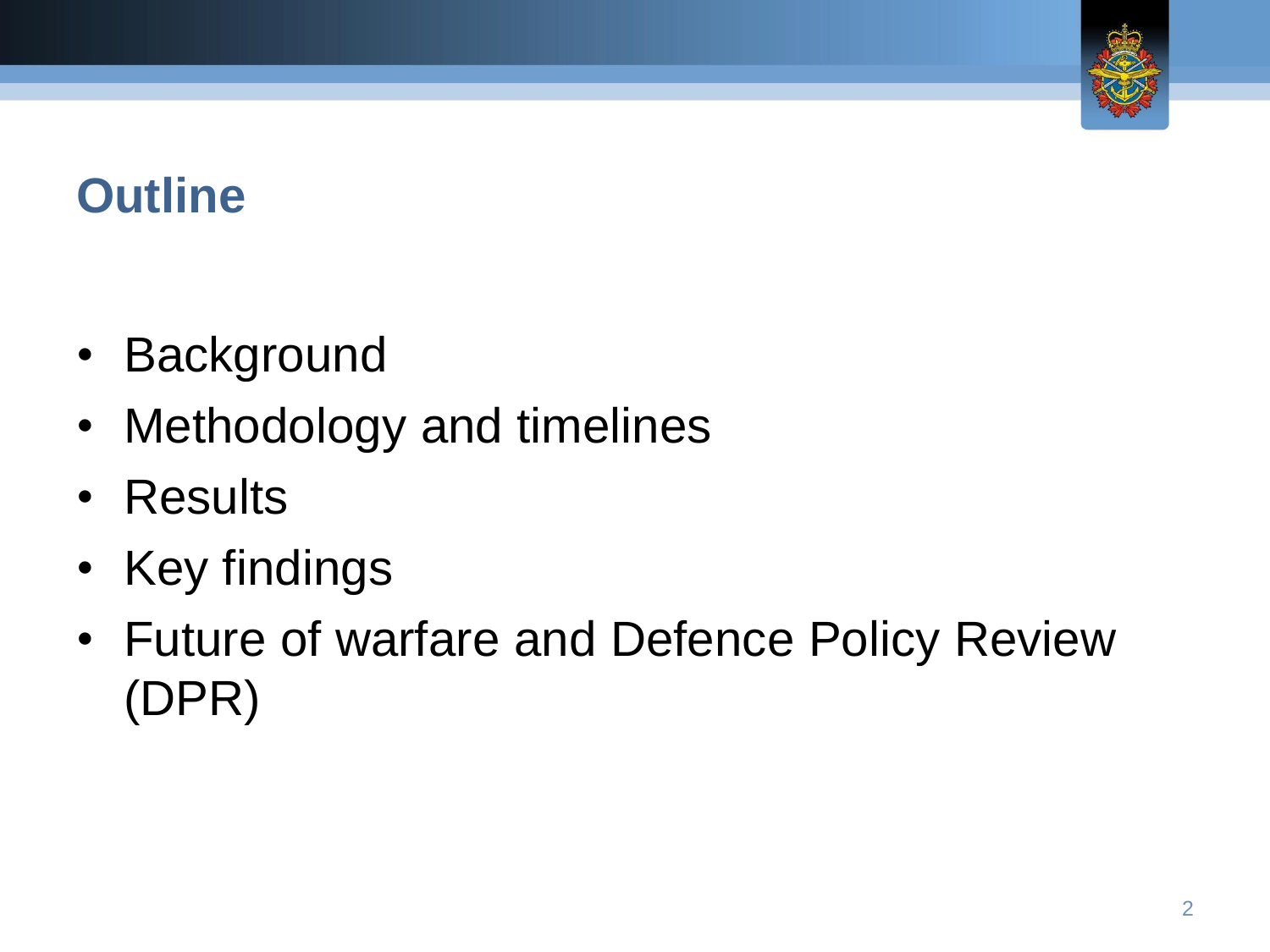## Outline

- Background
- Methodology and timelines
- Results
- Key findings
- Future of warfare and Defence Policy Review (DPR)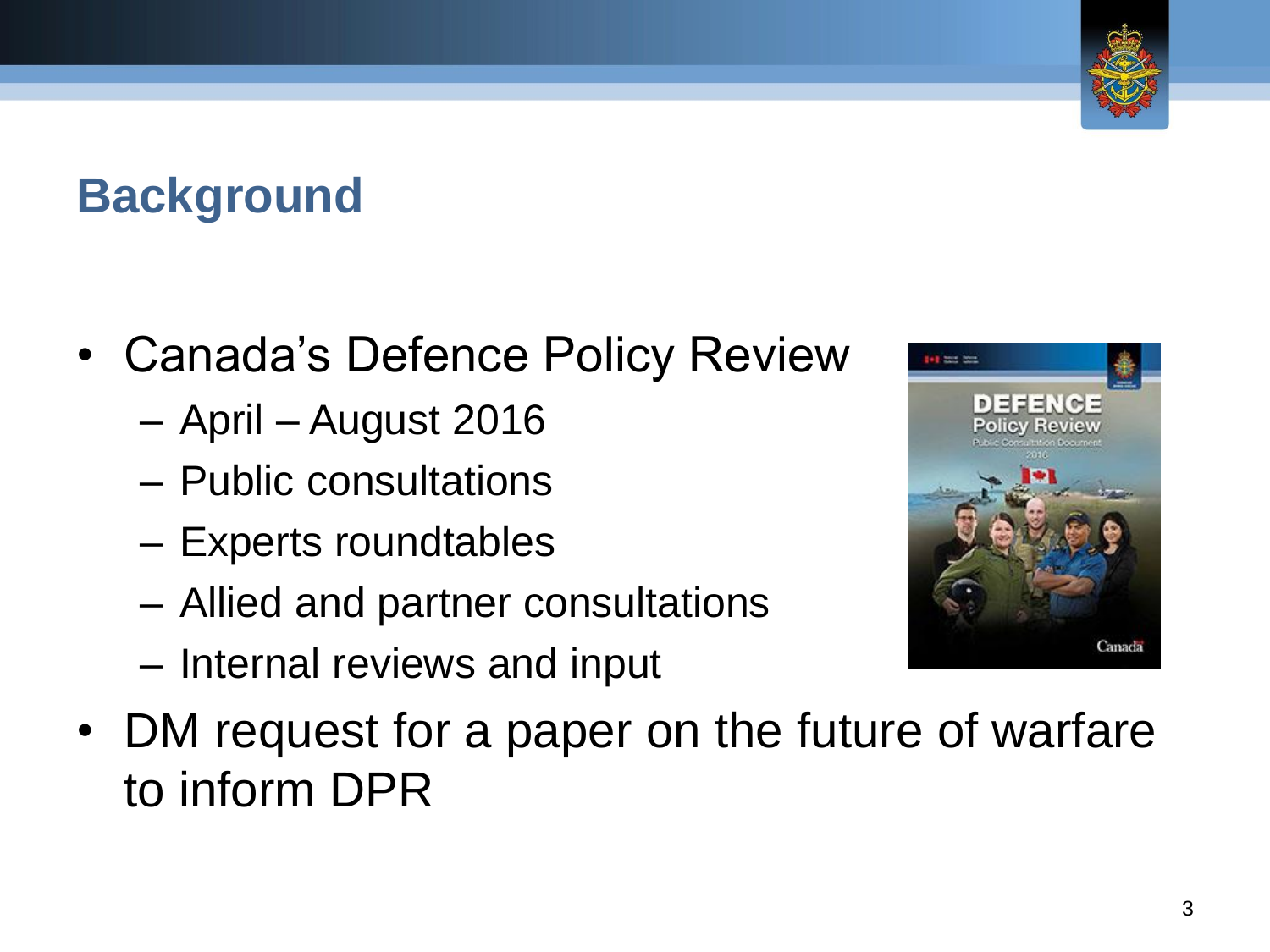## Background

- Canada's Defence Policy Review
  - April – August 2016
  - Public consultations
  - Experts roundtables
  - Allied and partner consultations
  - Internal reviews and input
- DM request for a paper on the future of warfare to inform DPR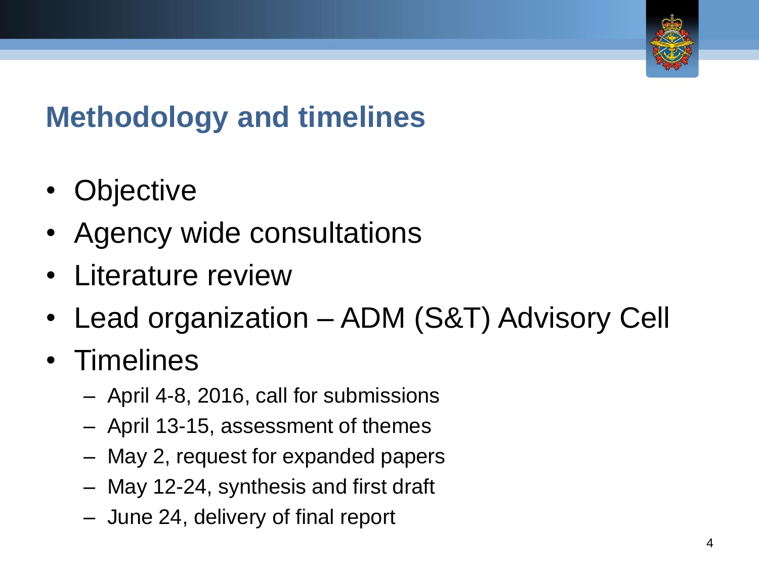## Methodology and timelines

- Objective
- Agency wide consultations
- Literature review
- Lead organization – ADM (S&T) Advisory Cell
- Timelines
  - April 4-8, 2016, call for submissions
  - April 13-15, assessment of themes
  - May 2, request for expanded papers
  - May 12-24, synthesis and first draft
  - June 24, delivery of final report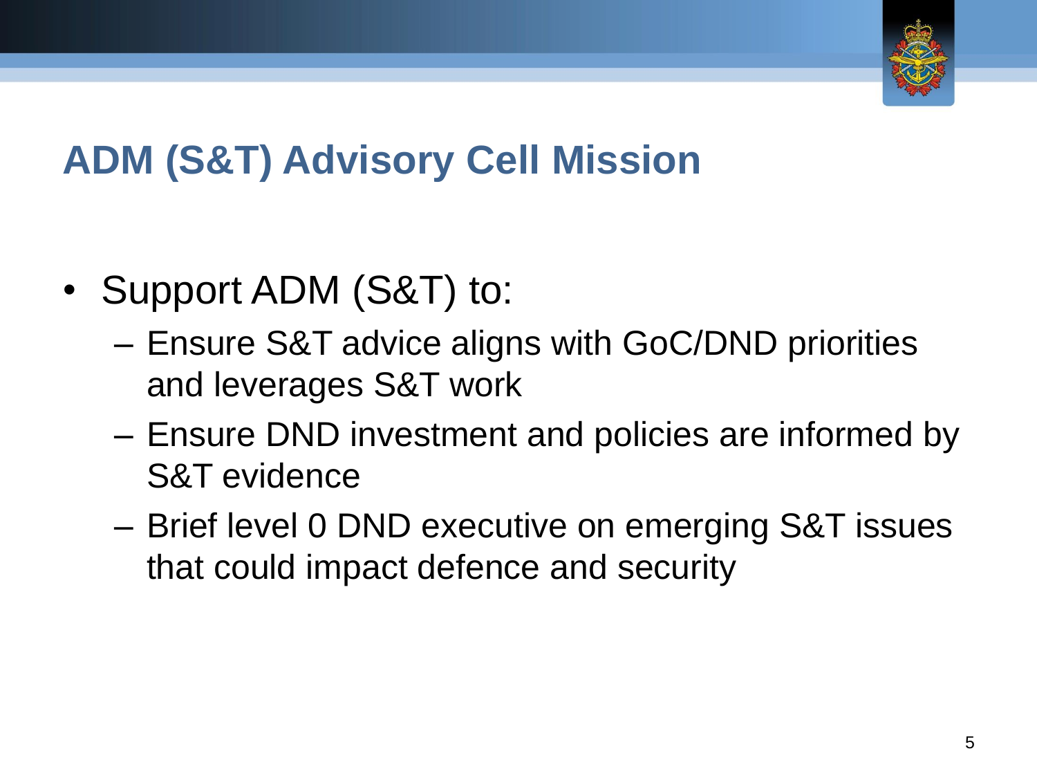## ADM (S&T) Advisory Cell Mission

- Support ADM (S&T) to:
  - Ensure S&T advice aligns with GoC/DND priorities and leverages S&T work
  - Ensure DND investment and policies are informed by S&T evidence
  - Brief level 0 DND executive on emerging S&T issues that could impact defence and security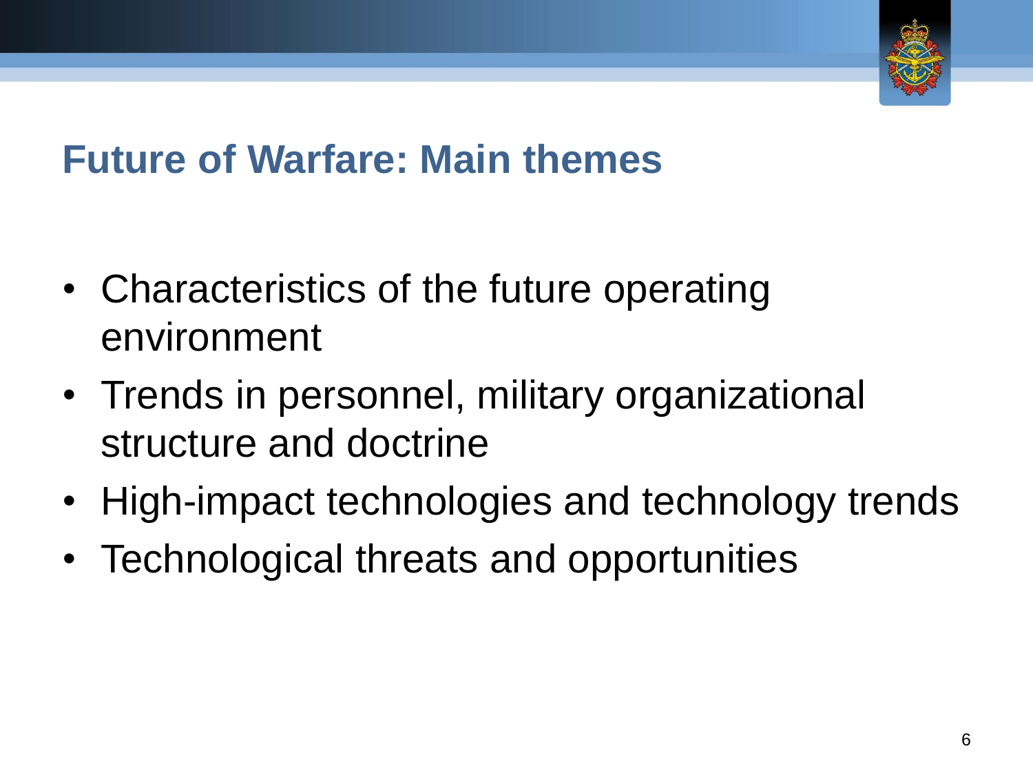# Future of Warfare: Main themes

- Characteristics of the future operating environment
- Trends in personnel, military organizational structure and doctrine
- High-impact technologies and technology trends
- Technological threats and opportunities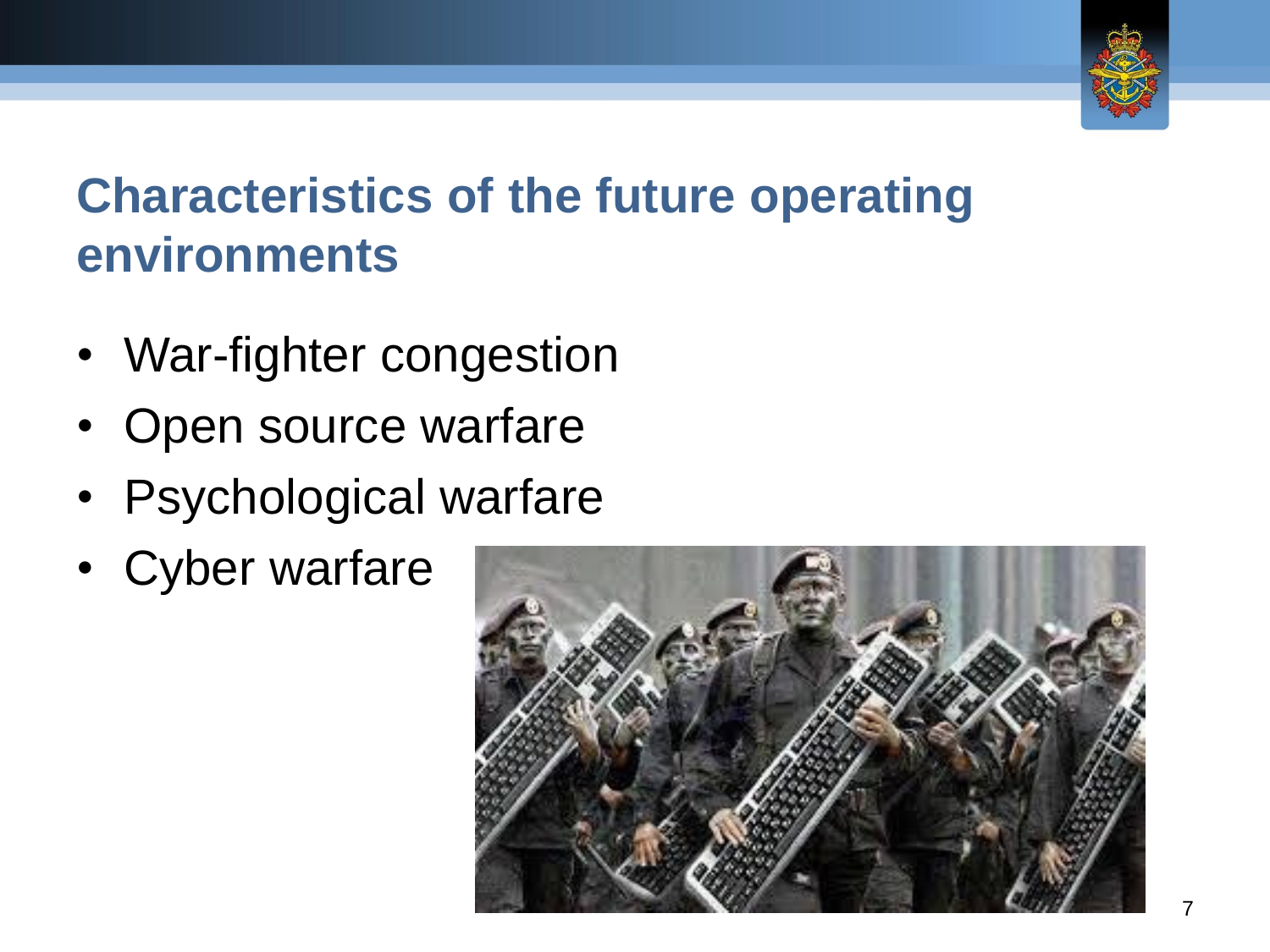# Characteristics of the future operating environments

- War-fighter congestion
- Open source warfare
- Psychological warfare
- Cyber warfare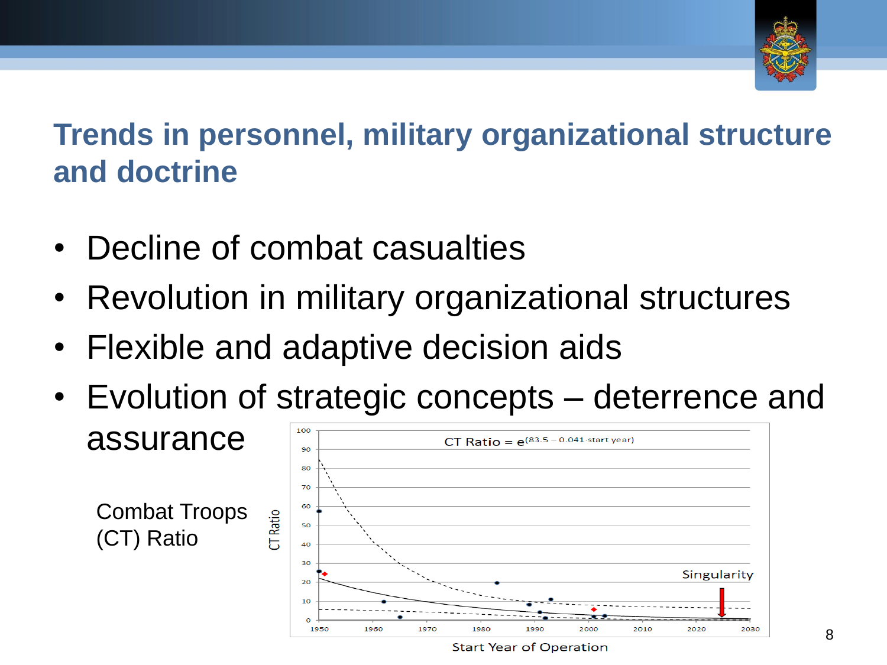# Trends in personnel, military organizational structure and doctrine

- Decline of combat casualties
- Revolution in military organizational structures
- Flexible and adaptive decision aids
- Evolution of strategic concepts – deterrence and assurance

Combat Troops (CT) Ratio

$$\text{CT Ratio} = e^{(83.5 - 0.041 \cdot \text{start year})}$$

Singularity

CT Ratio

Start Year of Operation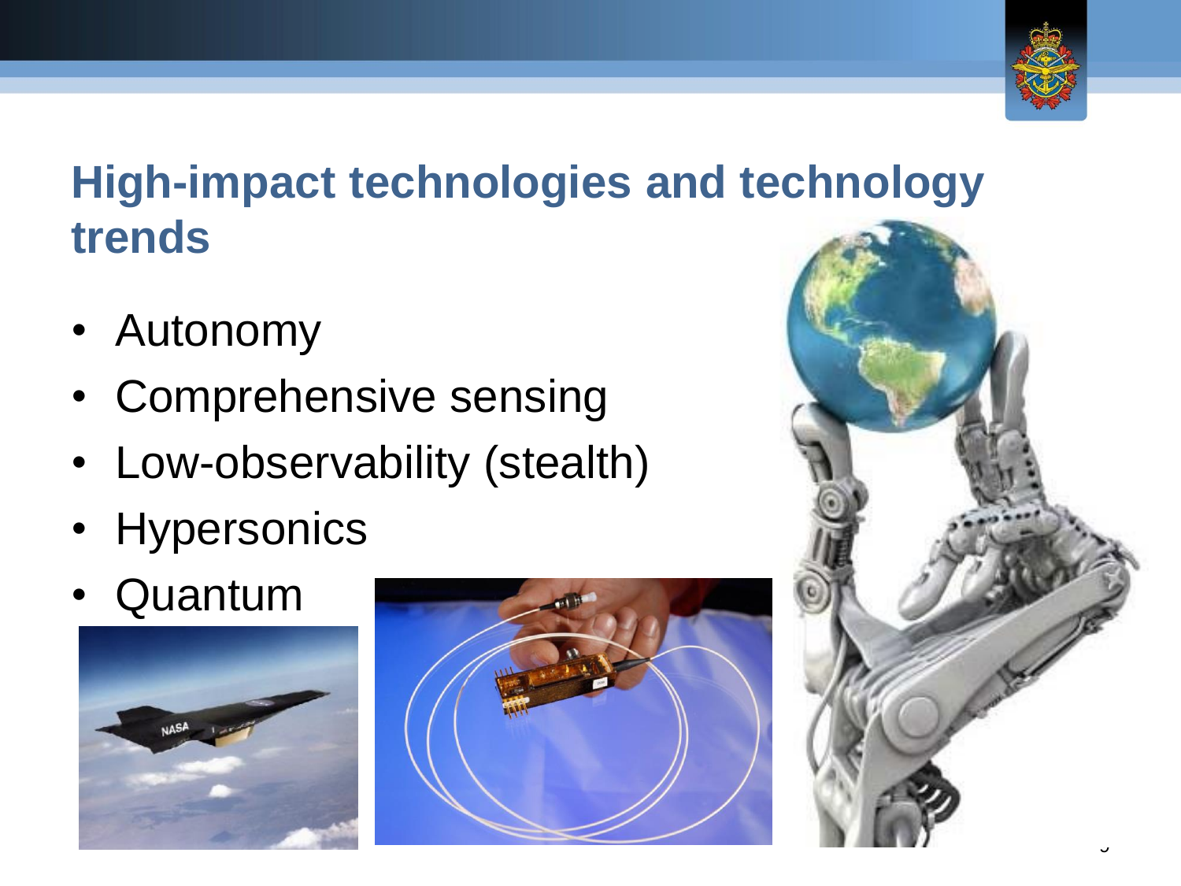## High-impact technologies and technology trends

- Autonomy
- Comprehensive sensing
- Low-observability (stealth)
- Hypersonics
- Quantum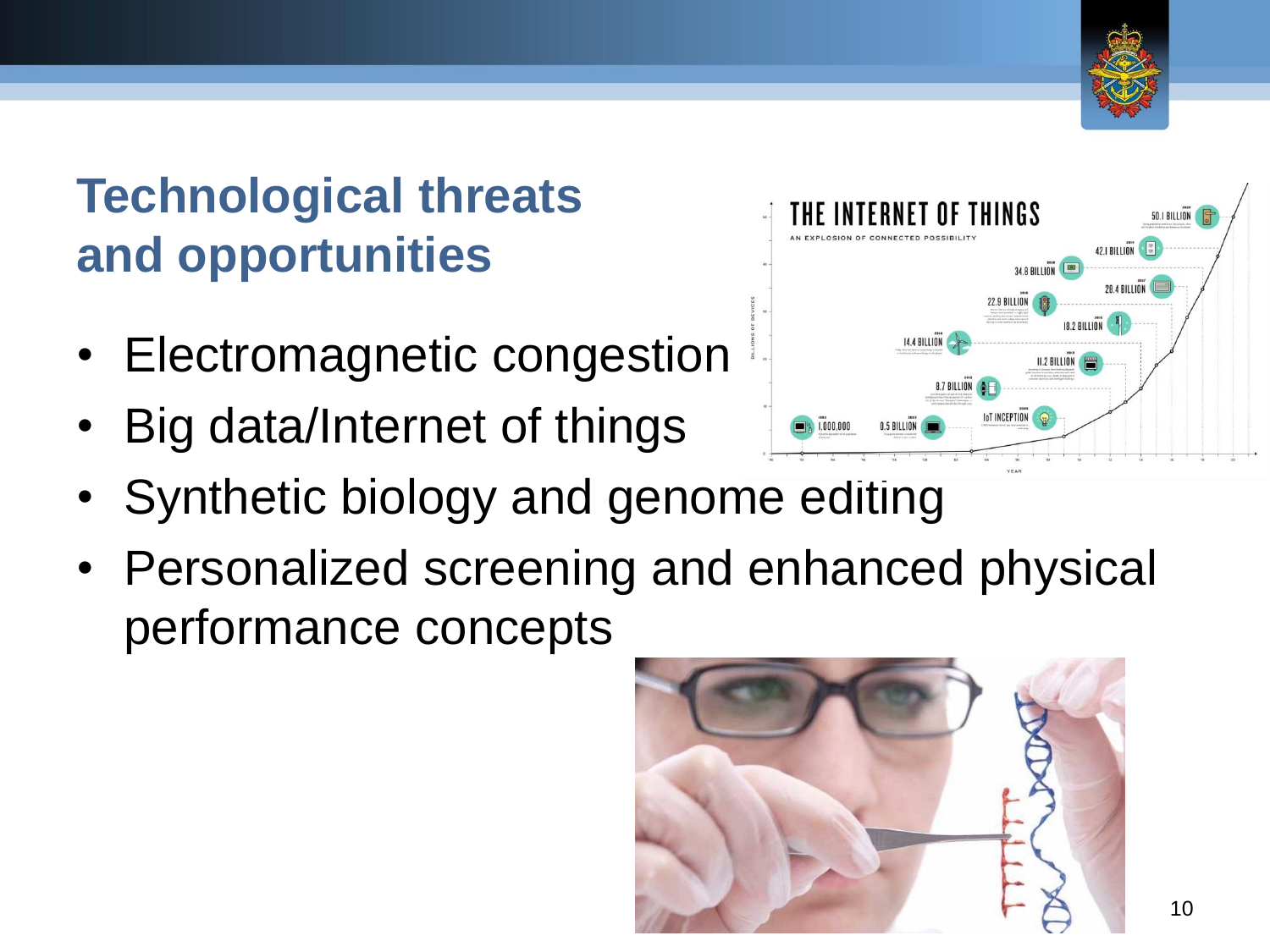# Technological threats and opportunities

- Electromagnetic congestion
- Big data/Internet of things
- Synthetic biology and genome editing
- Personalized screening and enhanced physical performance concepts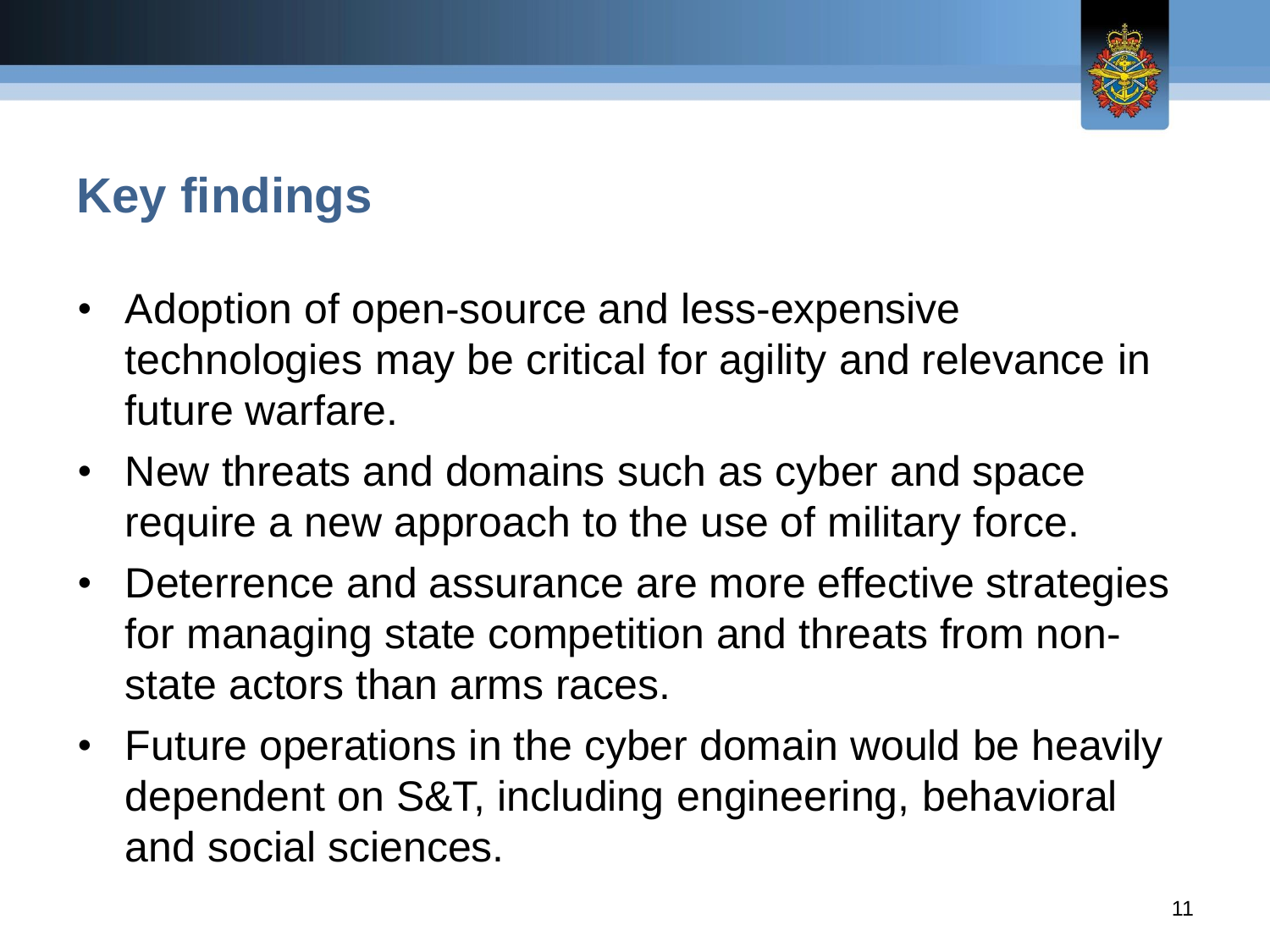## Key findings

- Adoption of open-source and less-expensive technologies may be critical for agility and relevance in future warfare.
- New threats and domains such as cyber and space require a new approach to the use of military force.
- Deterrence and assurance are more effective strategies for managing state competition and threats from non-state actors than arms races.
- Future operations in the cyber domain would be heavily dependent on S&T, including engineering, behavioral and social sciences.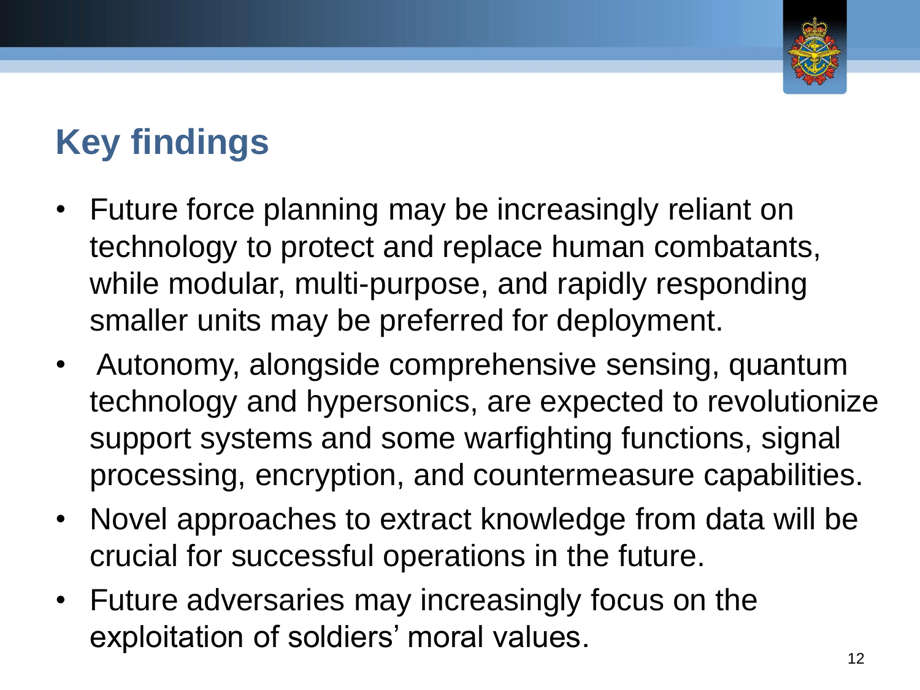## Key findings

- Future force planning may be increasingly reliant on technology to protect and replace human combatants, while modular, multi-purpose, and rapidly responding smaller units may be preferred for deployment.
- Autonomy, alongside comprehensive sensing, quantum technology and hypersonics, are expected to revolutionize support systems and some warfighting functions, signal processing, encryption, and countermeasure capabilities.
- Novel approaches to extract knowledge from data will be crucial for successful operations in the future.
- Future adversaries may increasingly focus on the exploitation of soldiers' moral values.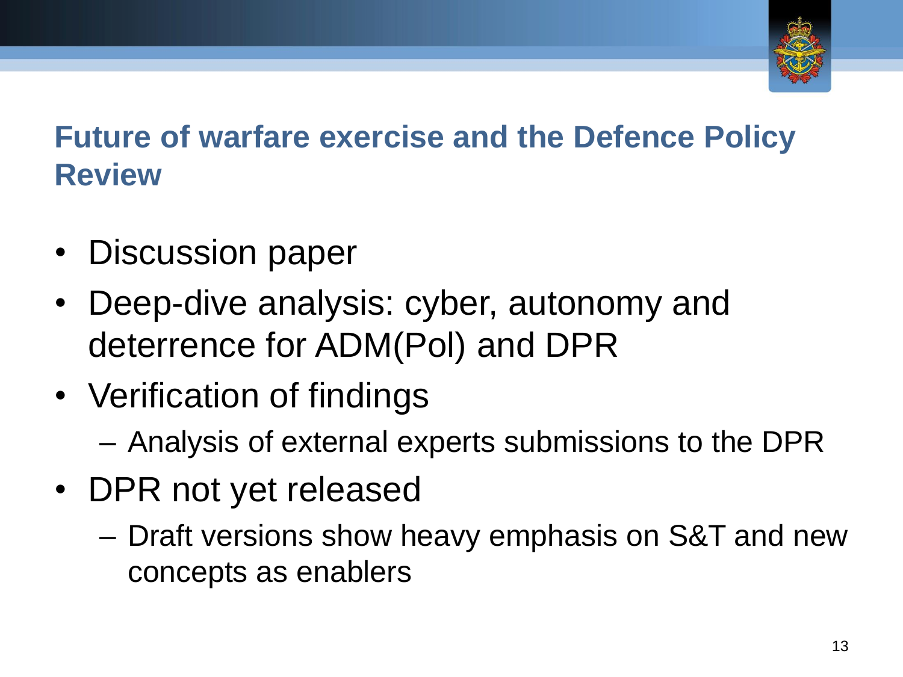## Future of warfare exercise and the Defence Policy Review

- Discussion paper
- Deep-dive analysis: cyber, autonomy and deterrence for ADM(Pol) and DPR
- Verification of findings
  - Analysis of external experts submissions to the DPR
- DPR not yet released
  - Draft versions show heavy emphasis on S&T and new concepts as enablers